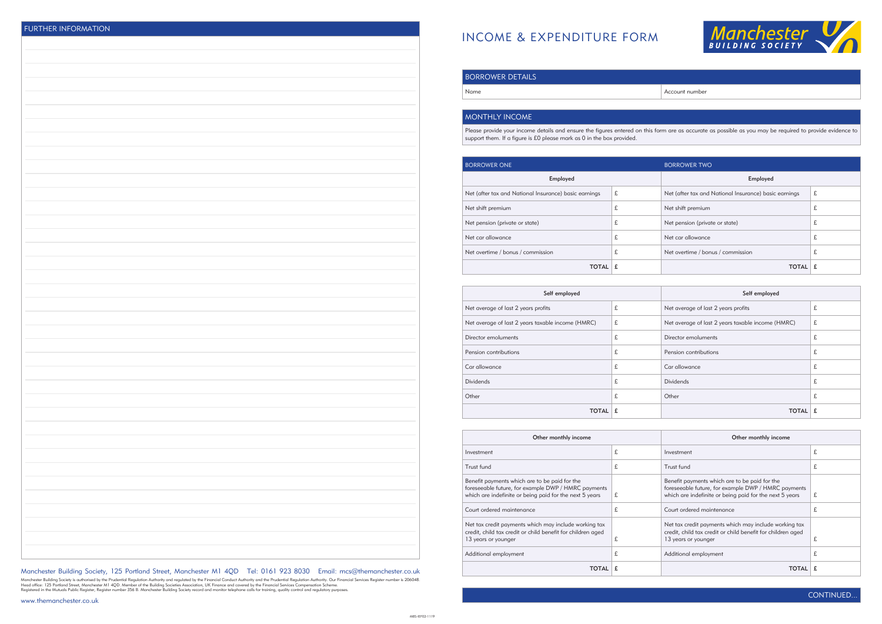## FURTHER INFORMATION

Manchester Building Society, 125 Portland Street, Manchester M1 4QD Tel: 0161 923 8030 Email: mcs@themanchester.co.uk

Manchester Building Society is authorised by the Prudential Regulation Authority and regulated by the Financial Conduct Authority and the Prudential Regulation Authority. Our Financial Services Register number is 206048. Head office: 125 Portland Street, Manchester M1 4QD. Member of the Building Societies Association, UK Finance and covered by the Financial Services Compensation Scheme. Registered in the Mutuals Public Register, Register number 356 B. Manchester Building Society record and monitor telephone calls for training, quality control and regulatory purposes.

www.themanchester.co.uk

MBS-IEF02-1119

# INCOME & EXPENDITURE FORM

Manchester BUILDING SOCIETY

## BORROWER DETAILS

| Name | Account number |
|---|---|

## MONTHLY INCOME

Please provide your income details and ensure the figures entered on this form are as accurate as possible as you may be required to provide evidence to support them. If a figure is £0 please mark as 0 in the box provided.

| BORROWER ONE | | BORROWER TWO | |
|---|---|---|---|
| **Employed** | | **Employed** | |
| Net (after tax and National Insurance) basic earnings | £ | Net (after tax and National Insurance) basic earnings | £ |
| Net shift premium | £ | Net shift premium | £ |
| Net pension (private or state) | £ | Net pension (private or state) | £ |
| Net car allowance | £ | Net car allowance | £ |
| Net overtime / bonus / commission | £ | Net overtime / bonus / commission | £ |
| **TOTAL** | **£** | **TOTAL** | **£** |

| **Self employed** | | **Self employed** | |
|---|---|---|---|
| Net average of last 2 years profits | £ | Net average of last 2 years profits | £ |
| Net average of last 2 years taxable income (HMRC) | £ | Net average of last 2 years taxable income (HMRC) | £ |
| Director emoluments | £ | Director emoluments | £ |
| Pension contributions | £ | Pension contributions | £ |
| Car allowance | £ | Car allowance | £ |
| Dividends | £ | Dividends | £ |
| Other | £ | Other | £ |
| **TOTAL** | **£** | **TOTAL** | **£** |

| **Other monthly income** | | **Other monthly income** | |
|---|---|---|---|
| Investment | £ | Investment | £ |
| Trust fund | £ | Trust fund | £ |
| Benefit payments which are to be paid for the foreseeable future, for example DWP / HMRC payments which are indefinite or being paid for the next 5 years | £ | Benefit payments which are to be paid for the foreseeable future, for example DWP / HMRC payments which are indefinite or being paid for the next 5 years | £ |
| Court ordered maintenance | £ | Court ordered maintenance | £ |
| Net tax credit payments which may include working tax credit, child tax credit or child benefit for children aged 13 years or younger | £ | Net tax credit payments which may include working tax credit, child tax credit or child benefit for children aged 13 years or younger | £ |
| Additional employment | £ | Additional employment | £ |
| **TOTAL** | **£** | **TOTAL** | **£** |

CONTINUED...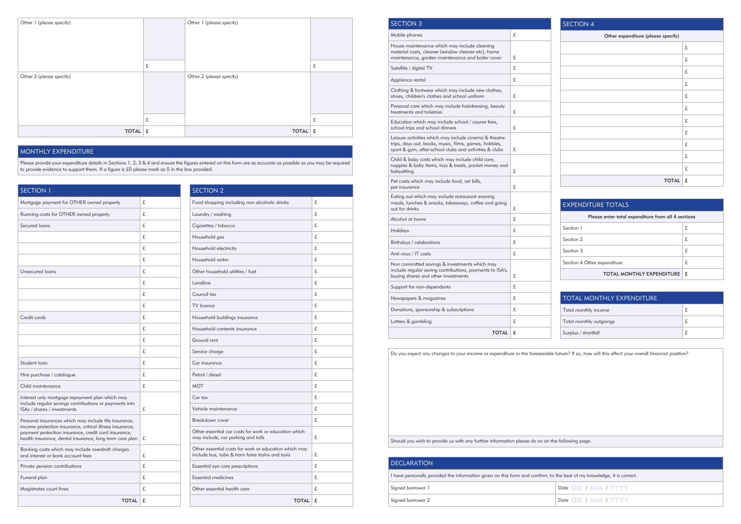| | | | |
|---|---|---|---|
| Other 1 (please specify) | £ | Other 1 (please specify) | £ |
| Other 2 (please specify) | £ | Other 2 (please specify) | £ |
| TOTAL | £ | TOTAL | £ |

## MONTHLY EXPENDITURE

Please provide your expenditure details in Sections 1, 2, 3 & 4 and ensure the figures entered on this form are as accurate as possible as you may be required to provide evidence to support them. If a figure is £0 please mark as 0 in the box provided.

| SECTION 1 | |
|---|---|
| Mortgage payment for OTHER owned property | £ |
| Running costs for OTHER owned property | £ |
| Secured loans | £ |
| | £ |
| | £ |
| | £ |
| Unsecured loans | £ |
| | £ |
| | £ |
| | £ |
| Credit cards | £ |
| | £ |
| | £ |
| | £ |
| Student loan | £ |
| Hire purchase / catalogue | £ |
| Child maintenance | £ |
| Interest only mortgage repayment plan which may include regular savings contributions or payments into ISAs / shares / investments | £ |
| Personal insurances which may include life insurance, income protection insurance, critical illness insurance, payment protection insurance, credit card insurance, health insurance, dental insurance, long term care plan | £ |
| Banking costs which may include overdraft charges and interest or bank account fees | £ |
| Private pension contributions | £ |
| Funeral plan | £ |
| Magistrates court fines | £ |
| TOTAL | £ |

| SECTION 2 | |
|---|---|
| Food shopping including non alcoholic drinks | £ |
| Laundry / washing | £ |
| Cigarettes / tobacco | £ |
| Household gas | £ |
| Household electricity | £ |
| Household water | £ |
| Other household utilities / fuel | £ |
| Landline | £ |
| Council tax | £ |
| TV licence | £ |
| Household buildings insurance | £ |
| Household contents insurance | £ |
| Ground rent | £ |
| Service charge | £ |
| Car insurance | £ |
| Petrol / diesel | £ |
| MOT | £ |
| Car tax | £ |
| Vehicle maintenance | £ |
| Breakdown cover | £ |
| Other essential car costs for work or education which may include, car parking and tolls | £ |
| Other essential costs for work or education which may include bus, tube & tram fares trains and taxis | £ |
| Essential eye care prescriptions | £ |
| Essential medicines | £ |
| Other essential health care | £ |
| TOTAL | £ |

| SECTION 3 | |
|---|---|
| Mobile phones | £ |
| House maintenance which may include cleaning material costs, cleaner (window cleaner etc), home maintenance, garden maintenance and boiler cover | £ |
| Satellite / digital TV | £ |
| Appliance rental | £ |
| Clothing & footwear which may include new clothes, shoes, children's clothes and school uniform | £ |
| Personal care which may include hairdressing, beauty treatments and toiletries | £ |
| Education which may include school / course fees, school trips and school dinners | £ |
| Leisure activities which may include cinema & theatre trips, days out, books, music, films, games, hobbies, sport & gym, after-school clubs and activities & clubs | £ |
| Child & baby costs which may include child care, nappies & baby items, toys & treats, pocket money and babysitting | £ |
| Pet costs which may include food, vet bills, pet insurance | £ |
| Eating out which may include restaurant evening meals, lunches & snacks, takeaways, coffee and going out for drinks | £ |
| Alcohol at home | £ |
| Holidays | £ |
| Birthdays / celebrations | £ |
| Anti virus / IT costs | £ |
| Non committed savings & investments which may include regular saving contributions, payments to ISA's, buying shares and other investments | £ |
| Support for non-dependants | £ |
| Newspapers & magazines | £ |
| Donations, sponsorship & subscriptions | £ |
| Lottery & gambling | £ |
| TOTAL | £ |

| SECTION 4 | |
|---|---|
| Other expenditure (please specify) | |
| | £ |
| | £ |
| | £ |
| | £ |
| | £ |
| | £ |
| | £ |
| | £ |
| | £ |
| | £ |
| | £ |
| TOTAL | £ |

| EXPENDITURE TOTALS | |
|---|---|
| Please enter total expenditure from all 4 sections | |
| Section 1 | £ |
| Section 2 | £ |
| Section 3 | £ |
| Section 4 Other expenditure | £ |
| TOTAL MONTHLY EXPENDITURE | £ |

| TOTAL MONTHLY EXPENDITURE | |
|---|---|
| Total monthly income | £ |
| Total monthly outgoings | £ |
| Surplus / shortfall | £ |

Do you expect any changes to your income or expenditure in the foreseeable future? If so, how will this affect your overall financial position?

Should you wish to provide us with any further information please do so on the following page.

## DECLARATION

I have personally provided the information given on this form and confirm, to the best of my knowledge, it is correct.

| | |
|---|---|
| Signed borrower 1 | Date DD / MM / YYYY |
| Signed borrower 2 | Date DD / MM / YYYY |